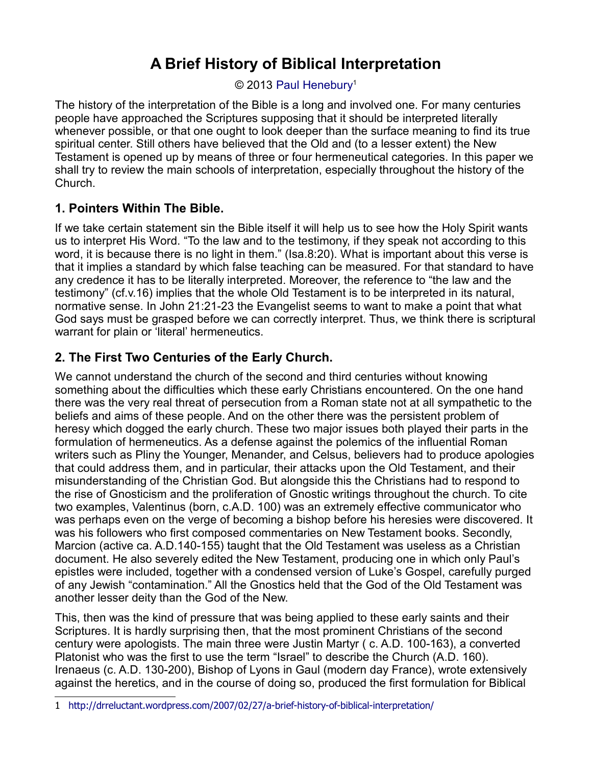# A Brief History of Biblical Interpretation

© 2013 Paul Henebury[1]

The history of the interpretation of the Bible is a long and involved one. For many centuries people have approached the Scriptures supposing that it should be interpreted literally whenever possible, or that one ought to look deeper than the surface meaning to find its true spiritual center. Still others have believed that the Old and (to a lesser extent) the New Testament is opened up by means of three or four hermeneutical categories. In this paper we shall try to review the main schools of interpretation, especially throughout the history of the Church.

## 1. Pointers Within The Bible.

If we take certain statement sin the Bible itself it will help us to see how the Holy Spirit wants us to interpret His Word. "To the law and to the testimony, if they speak not according to this word, it is because there is no light in them." (Isa.8:20). What is important about this verse is that it implies a standard by which false teaching can be measured. For that standard to have any credence it has to be literally interpreted. Moreover, the reference to "the law and the testimony" (cf.v.16) implies that the whole Old Testament is to be interpreted in its natural, normative sense. In John 21:21-23 the Evangelist seems to want to make a point that what God says must be grasped before we can correctly interpret. Thus, we think there is scriptural warrant for plain or 'literal' hermeneutics.

## 2. The First Two Centuries of the Early Church.

We cannot understand the church of the second and third centuries without knowing something about the difficulties which these early Christians encountered. On the one hand there was the very real threat of persecution from a Roman state not at all sympathetic to the beliefs and aims of these people. And on the other there was the persistent problem of heresy which dogged the early church. These two major issues both played their parts in the formulation of hermeneutics. As a defense against the polemics of the influential Roman writers such as Pliny the Younger, Menander, and Celsus, believers had to produce apologies that could address them, and in particular, their attacks upon the Old Testament, and their misunderstanding of the Christian God. But alongside this the Christians had to respond to the rise of Gnosticism and the proliferation of Gnostic writings throughout the church. To cite two examples, Valentinus (born, c.A.D. 100) was an extremely effective communicator who was perhaps even on the verge of becoming a bishop before his heresies were discovered. It was his followers who first composed commentaries on New Testament books. Secondly, Marcion (active ca. A.D.140-155) taught that the Old Testament was useless as a Christian document. He also severely edited the New Testament, producing one in which only Paul's epistles were included, together with a condensed version of Luke's Gospel, carefully purged of any Jewish "contamination." All the Gnostics held that the God of the Old Testament was another lesser deity than the God of the New.

This, then was the kind of pressure that was being applied to these early saints and their Scriptures. It is hardly surprising then, that the most prominent Christians of the second century were apologists. The main three were Justin Martyr ( c. A.D. 100-163), a converted Platonist who was the first to use the term "Israel" to describe the Church (A.D. 160). Irenaeus (c. A.D. 130-200), Bishop of Lyons in Gaul (modern day France), wrote extensively against the heretics, and in the course of doing so, produced the first formulation for Biblical

---

1 http://drreluctant.wordpress.com/2007/02/27/a-brief-history-of-biblical-interpretation/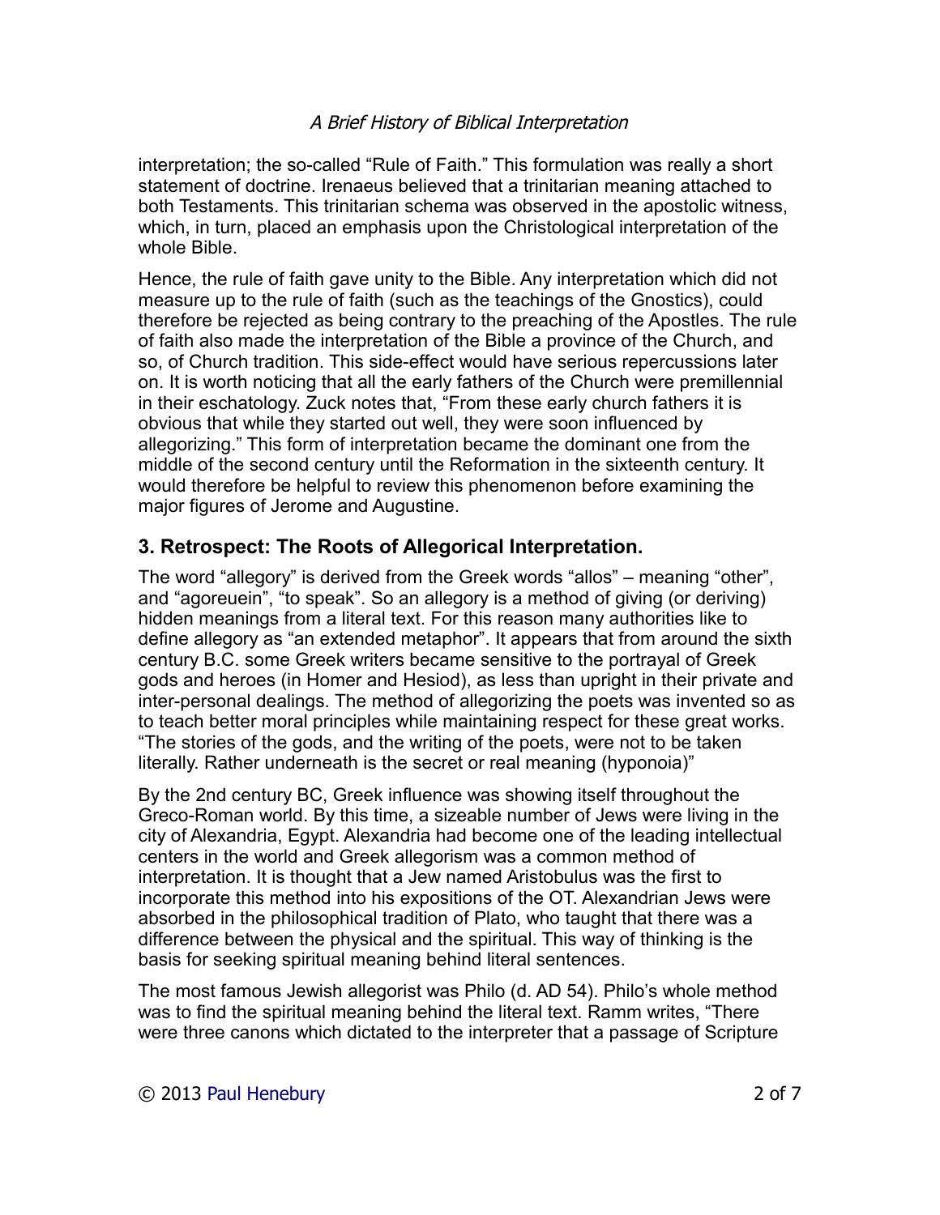interpretation; the so-called "Rule of Faith." This formulation was really a short statement of doctrine. Irenaeus believed that a trinitarian meaning attached to both Testaments. This trinitarian schema was observed in the apostolic witness, which, in turn, placed an emphasis upon the Christological interpretation of the whole Bible.

Hence, the rule of faith gave unity to the Bible. Any interpretation which did not measure up to the rule of faith (such as the teachings of the Gnostics), could therefore be rejected as being contrary to the preaching of the Apostles. The rule of faith also made the interpretation of the Bible a province of the Church, and so, of Church tradition. This side-effect would have serious repercussions later on. It is worth noticing that all the early fathers of the Church were premillennial in their eschatology. Zuck notes that, "From these early church fathers it is obvious that while they started out well, they were soon influenced by allegorizing." This form of interpretation became the dominant one from the middle of the second century until the Reformation in the sixteenth century. It would therefore be helpful to review this phenomenon before examining the major figures of Jerome and Augustine.

## 3. Retrospect: The Roots of Allegorical Interpretation.

The word "allegory" is derived from the Greek words "allos" – meaning "other", and "agoreuein", "to speak". So an allegory is a method of giving (or deriving) hidden meanings from a literal text. For this reason many authorities like to define allegory as "an extended metaphor". It appears that from around the sixth century B.C. some Greek writers became sensitive to the portrayal of Greek gods and heroes (in Homer and Hesiod), as less than upright in their private and inter-personal dealings. The method of allegorizing the poets was invented so as to teach better moral principles while maintaining respect for these great works. "The stories of the gods, and the writing of the poets, were not to be taken literally. Rather underneath is the secret or real meaning (hyponoia)"

By the 2nd century BC, Greek influence was showing itself throughout the Greco-Roman world. By this time, a sizeable number of Jews were living in the city of Alexandria, Egypt. Alexandria had become one of the leading intellectual centers in the world and Greek allegorism was a common method of interpretation. It is thought that a Jew named Aristobulus was the first to incorporate this method into his expositions of the OT. Alexandrian Jews were absorbed in the philosophical tradition of Plato, who taught that there was a difference between the physical and the spiritual. This way of thinking is the basis for seeking spiritual meaning behind literal sentences.

The most famous Jewish allegorist was Philo (d. AD 54). Philo's whole method was to find the spiritual meaning behind the literal text. Ramm writes, "There were three canons which dictated to the interpreter that a passage of Scripture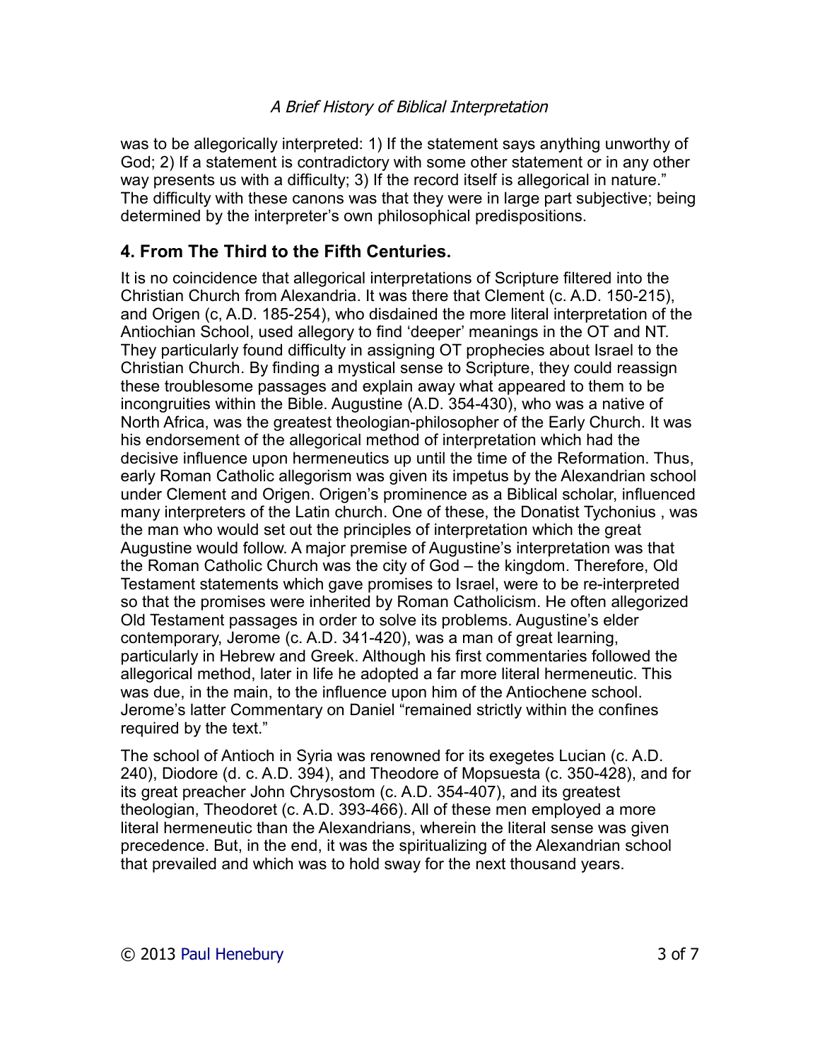was to be allegorically interpreted: 1) If the statement says anything unworthy of God; 2) If a statement is contradictory with some other statement or in any other way presents us with a difficulty; 3) If the record itself is allegorical in nature." The difficulty with these canons was that they were in large part subjective; being determined by the interpreter's own philosophical predispositions.

## 4. From The Third to the Fifth Centuries.

It is no coincidence that allegorical interpretations of Scripture filtered into the Christian Church from Alexandria. It was there that Clement (c. A.D. 150-215), and Origen (c, A.D. 185-254), who disdained the more literal interpretation of the Antiochian School, used allegory to find 'deeper' meanings in the OT and NT. They particularly found difficulty in assigning OT prophecies about Israel to the Christian Church. By finding a mystical sense to Scripture, they could reassign these troublesome passages and explain away what appeared to them to be incongruities within the Bible. Augustine (A.D. 354-430), who was a native of North Africa, was the greatest theologian-philosopher of the Early Church. It was his endorsement of the allegorical method of interpretation which had the decisive influence upon hermeneutics up until the time of the Reformation. Thus, early Roman Catholic allegorism was given its impetus by the Alexandrian school under Clement and Origen. Origen's prominence as a Biblical scholar, influenced many interpreters of the Latin church. One of these, the Donatist Tychonius , was the man who would set out the principles of interpretation which the great Augustine would follow. A major premise of Augustine's interpretation was that the Roman Catholic Church was the city of God – the kingdom. Therefore, Old Testament statements which gave promises to Israel, were to be re-interpreted so that the promises were inherited by Roman Catholicism. He often allegorized Old Testament passages in order to solve its problems. Augustine's elder contemporary, Jerome (c. A.D. 341-420), was a man of great learning, particularly in Hebrew and Greek. Although his first commentaries followed the allegorical method, later in life he adopted a far more literal hermeneutic. This was due, in the main, to the influence upon him of the Antiochene school. Jerome's latter Commentary on Daniel "remained strictly within the confines required by the text."

The school of Antioch in Syria was renowned for its exegetes Lucian (c. A.D. 240), Diodore (d. c. A.D. 394), and Theodore of Mopsuesta (c. 350-428), and for its great preacher John Chrysostom (c. A.D. 354-407), and its greatest theologian, Theodoret (c. A.D. 393-466). All of these men employed a more literal hermeneutic than the Alexandrians, wherein the literal sense was given precedence. But, in the end, it was the spiritualizing of the Alexandrian school that prevailed and which was to hold sway for the next thousand years.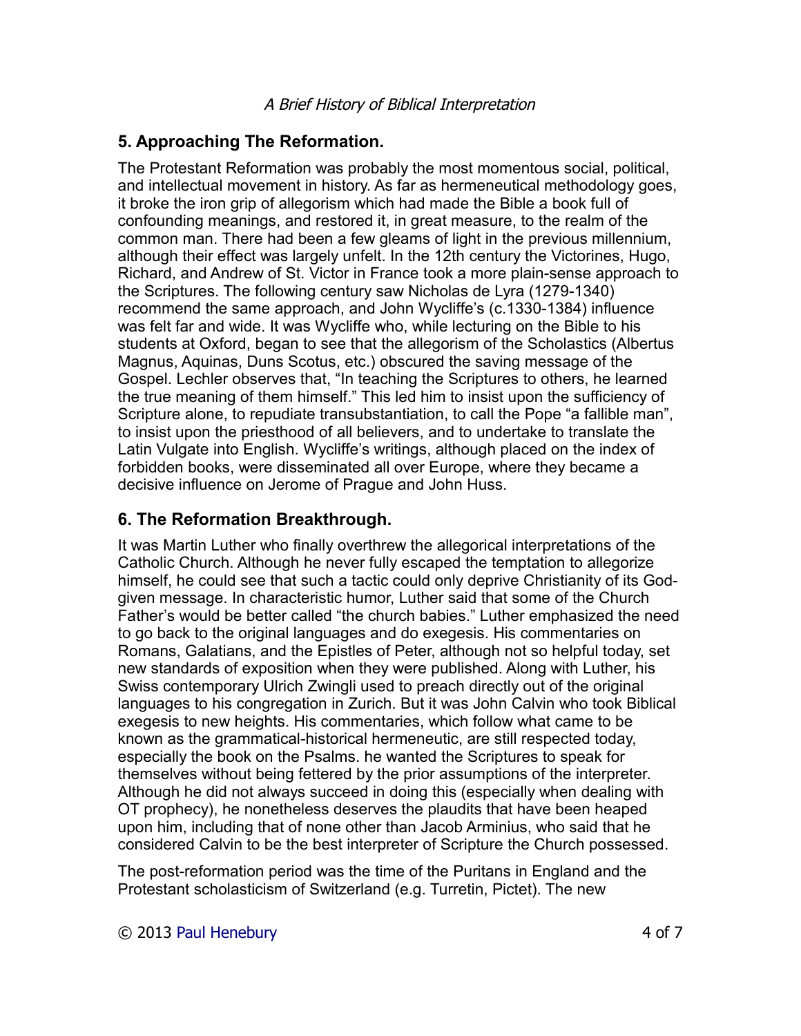## 5. Approaching The Reformation.

The Protestant Reformation was probably the most momentous social, political, and intellectual movement in history. As far as hermeneutical methodology goes, it broke the iron grip of allegorism which had made the Bible a book full of confounding meanings, and restored it, in great measure, to the realm of the common man. There had been a few gleams of light in the previous millennium, although their effect was largely unfelt. In the 12th century the Victorines, Hugo, Richard, and Andrew of St. Victor in France took a more plain-sense approach to the Scriptures. The following century saw Nicholas de Lyra (1279-1340) recommend the same approach, and John Wycliffe's (c.1330-1384) influence was felt far and wide. It was Wycliffe who, while lecturing on the Bible to his students at Oxford, began to see that the allegorism of the Scholastics (Albertus Magnus, Aquinas, Duns Scotus, etc.) obscured the saving message of the Gospel. Lechler observes that, "In teaching the Scriptures to others, he learned the true meaning of them himself." This led him to insist upon the sufficiency of Scripture alone, to repudiate transubstantiation, to call the Pope "a fallible man", to insist upon the priesthood of all believers, and to undertake to translate the Latin Vulgate into English. Wycliffe's writings, although placed on the index of forbidden books, were disseminated all over Europe, where they became a decisive influence on Jerome of Prague and John Huss.

## 6. The Reformation Breakthrough.

It was Martin Luther who finally overthrew the allegorical interpretations of the Catholic Church. Although he never fully escaped the temptation to allegorize himself, he could see that such a tactic could only deprive Christianity of its God-given message. In characteristic humor, Luther said that some of the Church Father's would be better called "the church babies." Luther emphasized the need to go back to the original languages and do exegesis. His commentaries on Romans, Galatians, and the Epistles of Peter, although not so helpful today, set new standards of exposition when they were published. Along with Luther, his Swiss contemporary Ulrich Zwingli used to preach directly out of the original languages to his congregation in Zurich. But it was John Calvin who took Biblical exegesis to new heights. His commentaries, which follow what came to be known as the grammatical-historical hermeneutic, are still respected today, especially the book on the Psalms. he wanted the Scriptures to speak for themselves without being fettered by the prior assumptions of the interpreter. Although he did not always succeed in doing this (especially when dealing with OT prophecy), he nonetheless deserves the plaudits that have been heaped upon him, including that of none other than Jacob Arminius, who said that he considered Calvin to be the best interpreter of Scripture the Church possessed.

The post-reformation period was the time of the Puritans in England and the Protestant scholasticism of Switzerland (e.g. Turretin, Pictet). The new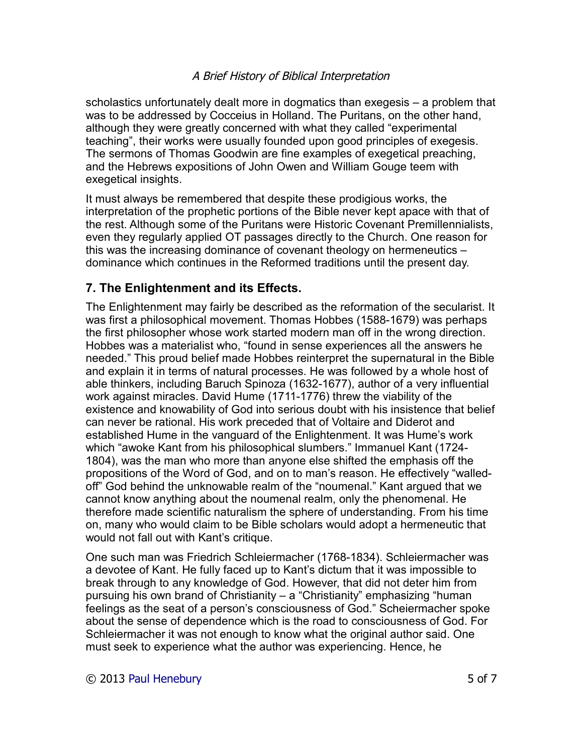scholastics unfortunately dealt more in dogmatics than exegesis – a problem that was to be addressed by Cocceius in Holland. The Puritans, on the other hand, although they were greatly concerned with what they called "experimental teaching", their works were usually founded upon good principles of exegesis. The sermons of Thomas Goodwin are fine examples of exegetical preaching, and the Hebrews expositions of John Owen and William Gouge teem with exegetical insights.

It must always be remembered that despite these prodigious works, the interpretation of the prophetic portions of the Bible never kept apace with that of the rest. Although some of the Puritans were Historic Covenant Premillennialists, even they regularly applied OT passages directly to the Church. One reason for this was the increasing dominance of covenant theology on hermeneutics – dominance which continues in the Reformed traditions until the present day.

## 7. The Enlightenment and its Effects.

The Enlightenment may fairly be described as the reformation of the secularist. It was first a philosophical movement. Thomas Hobbes (1588-1679) was perhaps the first philosopher whose work started modern man off in the wrong direction. Hobbes was a materialist who, "found in sense experiences all the answers he needed." This proud belief made Hobbes reinterpret the supernatural in the Bible and explain it in terms of natural processes. He was followed by a whole host of able thinkers, including Baruch Spinoza (1632-1677), author of a very influential work against miracles. David Hume (1711-1776) threw the viability of the existence and knowability of God into serious doubt with his insistence that belief can never be rational. His work preceded that of Voltaire and Diderot and established Hume in the vanguard of the Enlightenment. It was Hume's work which "awoke Kant from his philosophical slumbers." Immanuel Kant (1724-1804), was the man who more than anyone else shifted the emphasis off the propositions of the Word of God, and on to man's reason. He effectively "walled-off" God behind the unknowable realm of the "noumenal." Kant argued that we cannot know anything about the noumenal realm, only the phenomenal. He therefore made scientific naturalism the sphere of understanding. From his time on, many who would claim to be Bible scholars would adopt a hermeneutic that would not fall out with Kant's critique.

One such man was Friedrich Schleiermacher (1768-1834). Schleiermacher was a devotee of Kant. He fully faced up to Kant's dictum that it was impossible to break through to any knowledge of God. However, that did not deter him from pursuing his own brand of Christianity – a "Christianity" emphasizing "human feelings as the seat of a person's consciousness of God." Scheiermacher spoke about the sense of dependence which is the road to consciousness of God. For Schleiermacher it was not enough to know what the original author said. One must seek to experience what the author was experiencing. Hence, he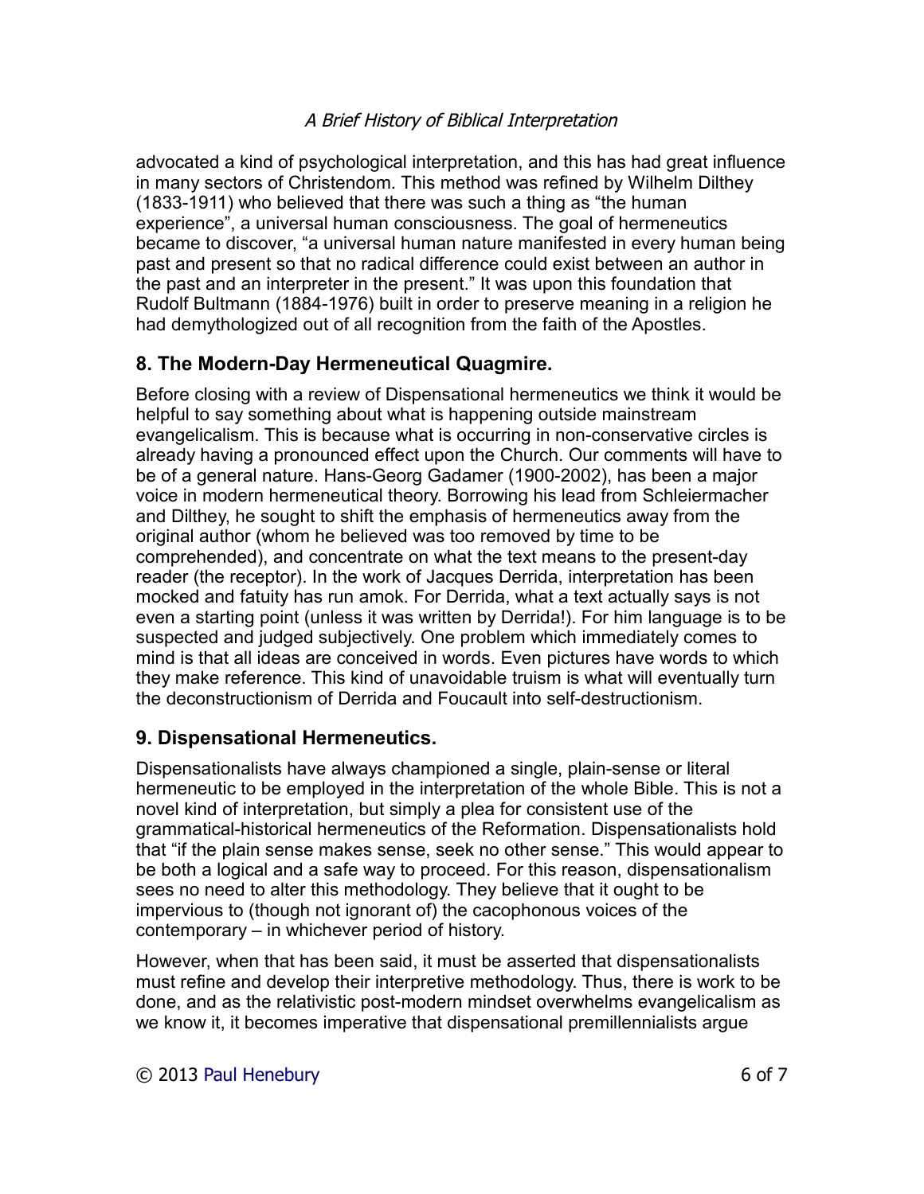advocated a kind of psychological interpretation, and this has had great influence in many sectors of Christendom. This method was refined by Wilhelm Dilthey (1833-1911) who believed that there was such a thing as "the human experience", a universal human consciousness. The goal of hermeneutics became to discover, "a universal human nature manifested in every human being past and present so that no radical difference could exist between an author in the past and an interpreter in the present." It was upon this foundation that Rudolf Bultmann (1884-1976) built in order to preserve meaning in a religion he had demythologized out of all recognition from the faith of the Apostles.

## 8. The Modern-Day Hermeneutical Quagmire.

Before closing with a review of Dispensational hermeneutics we think it would be helpful to say something about what is happening outside mainstream evangelicalism. This is because what is occurring in non-conservative circles is already having a pronounced effect upon the Church. Our comments will have to be of a general nature. Hans-Georg Gadamer (1900-2002), has been a major voice in modern hermeneutical theory. Borrowing his lead from Schleiermacher and Dilthey, he sought to shift the emphasis of hermeneutics away from the original author (whom he believed was too removed by time to be comprehended), and concentrate on what the text means to the present-day reader (the receptor). In the work of Jacques Derrida, interpretation has been mocked and fatuity has run amok. For Derrida, what a text actually says is not even a starting point (unless it was written by Derrida!). For him language is to be suspected and judged subjectively. One problem which immediately comes to mind is that all ideas are conceived in words. Even pictures have words to which they make reference. This kind of unavoidable truism is what will eventually turn the deconstructionism of Derrida and Foucault into self-destructionism.

## 9. Dispensational Hermeneutics.

Dispensationalists have always championed a single, plain-sense or literal hermeneutic to be employed in the interpretation of the whole Bible. This is not a novel kind of interpretation, but simply a plea for consistent use of the grammatical-historical hermeneutics of the Reformation. Dispensationalists hold that "if the plain sense makes sense, seek no other sense." This would appear to be both a logical and a safe way to proceed. For this reason, dispensationalism sees no need to alter this methodology. They believe that it ought to be impervious to (though not ignorant of) the cacophonous voices of the contemporary – in whichever period of history.

However, when that has been said, it must be asserted that dispensationalists must refine and develop their interpretive methodology. Thus, there is work to be done, and as the relativistic post-modern mindset overwhelms evangelicalism as we know it, it becomes imperative that dispensational premillennialists argue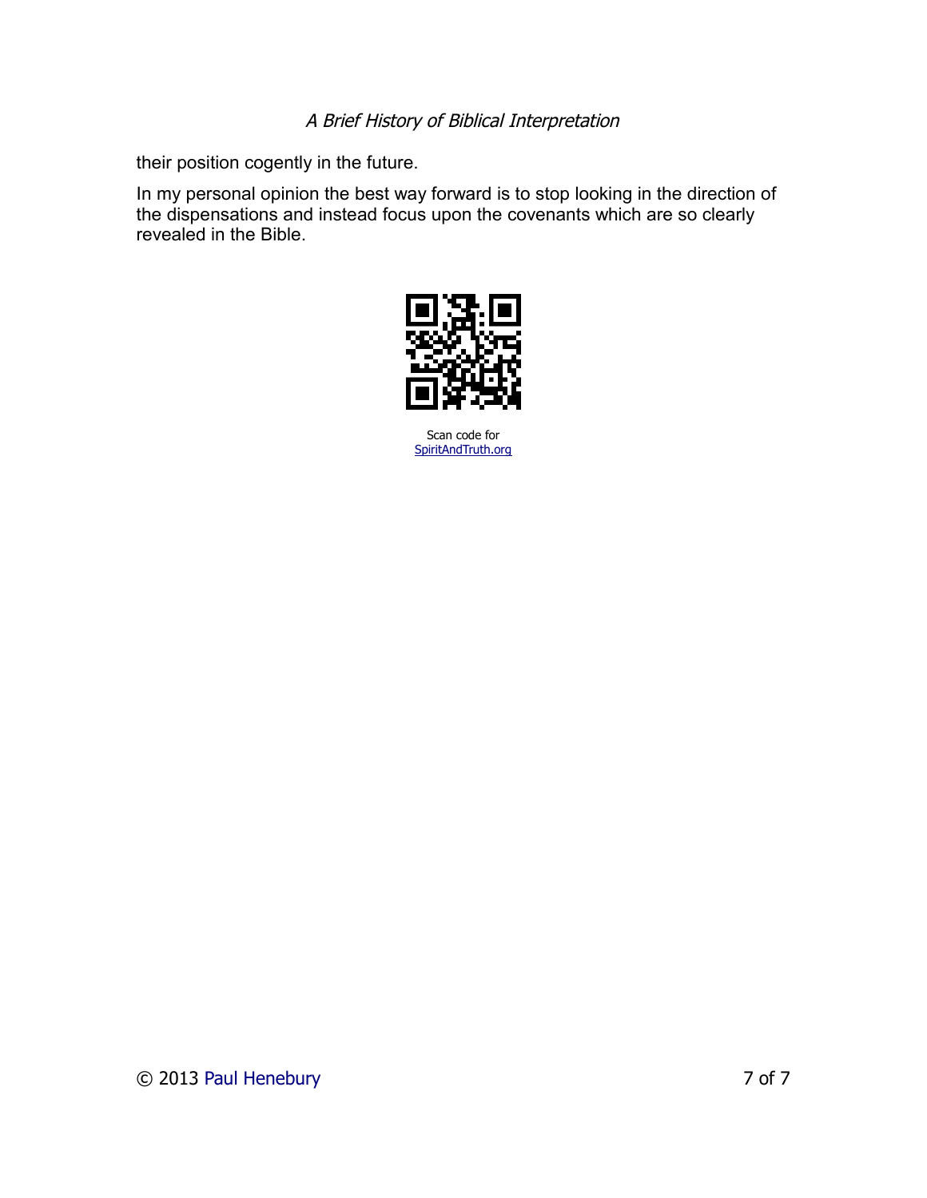their position cogently in the future.

In my personal opinion the best way forward is to stop looking in the direction of the dispensations and instead focus upon the covenants which are so clearly revealed in the Bible.

Scan code for
SpiritAndTruth.org

© 2013 Paul Henebury